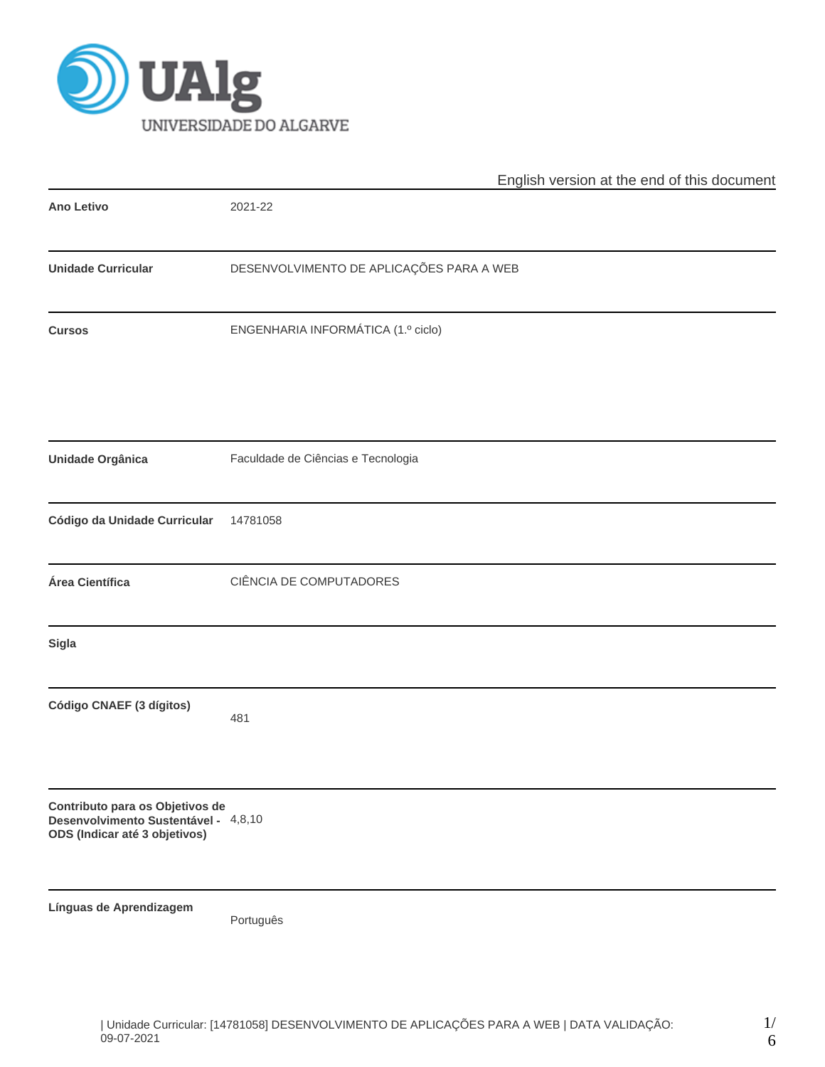UALg UNIVERSIDADE DO ALGARVE

English version at the end of this document

| | |
|---|---|
| **Ano Letivo** | 2021-22 |
| **Unidade Curricular** | DESENVOLVIMENTO DE APLICAÇÕES PARA A WEB |
| **Cursos** | ENGENHARIA INFORMÁTICA (1.º ciclo) |
| **Unidade Orgânica** | Faculdade de Ciências e Tecnologia |
| **Código da Unidade Curricular** | 14781058 |
| **Área Científica** | CIÊNCIA DE COMPUTADORES |
| **Sigla** | |
| **Código CNAEF (3 dígitos)** | 481 |
| **Contributo para os Objetivos de Desenvolvimento Sustentável - ODS (Indicar até 3 objetivos)** | 4,8,10 |
| **Línguas de Aprendizagem** | Português |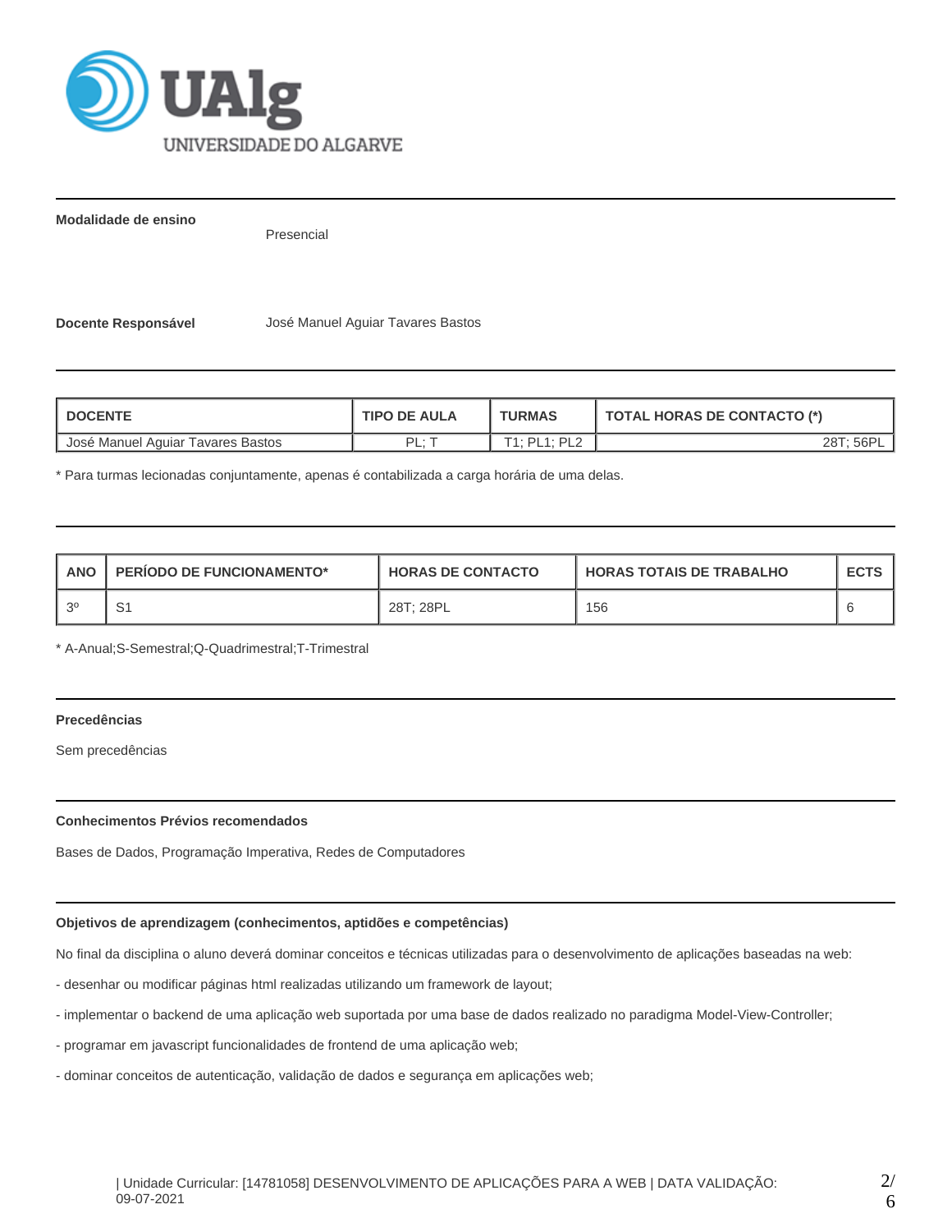**Modalidade de ensino**

Presencial

**Docente Responsável** José Manuel Aguiar Tavares Bastos

| DOCENTE | TIPO DE AULA | TURMAS | TOTAL HORAS DE CONTACTO (*) |
|---|---|---|---|
| José Manuel Aguiar Tavares Bastos | PL; T | T1; PL1; PL2 | 28T; 56PL |

* Para turmas lecionadas conjuntamente, apenas é contabilizada a carga horária de uma delas.

| ANO | PERÍODO DE FUNCIONAMENTO* | HORAS DE CONTACTO | HORAS TOTAIS DE TRABALHO | ECTS |
|---|---|---|---|---|
| 3º | S1 | 28T; 28PL | 156 | 6 |

* A-Anual;S-Semestral;Q-Quadrimestral;T-Trimestral

#### Precedências

Sem precedências

#### Conhecimentos Prévios recomendados

Bases de Dados, Programação Imperativa, Redes de Computadores

#### Objetivos de aprendizagem (conhecimentos, aptidões e competências)

No final da disciplina o aluno deverá dominar conceitos e técnicas utilizadas para o desenvolvimento de aplicações baseadas na web:

- desenhar ou modificar páginas html realizadas utilizando um framework de layout;
- implementar o backend de uma aplicação web suportada por uma base de dados realizado no paradigma Model-View-Controller;
- programar em javascript funcionalidades de frontend de uma aplicação web;
- dominar conceitos de autenticação, validação de dados e segurança em aplicações web;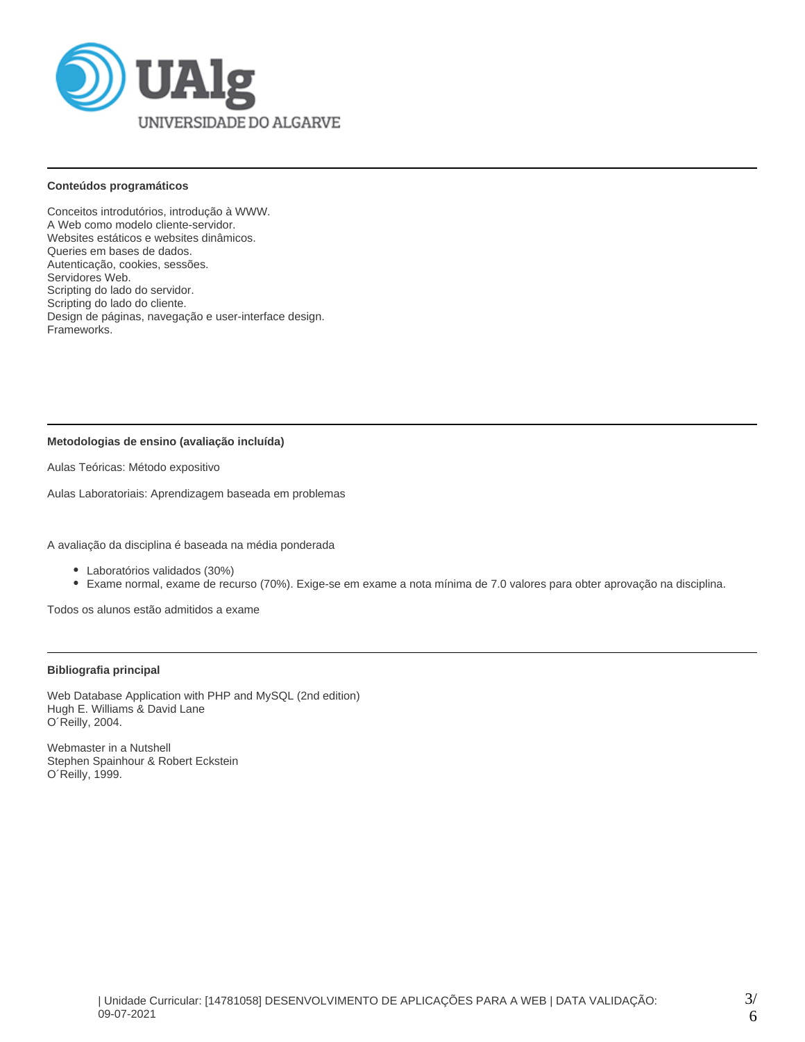### Conteúdos programáticos

Conceitos introdutórios, introdução à WWW.
A Web como modelo cliente-servidor.
Websites estáticos e websites dinâmicos.
Queries em bases de dados.
Autenticação, cookies, sessões.
Servidores Web.
Scripting do lado do servidor.
Scripting do lado do cliente.
Design de páginas, navegação e user-interface design.
Frameworks.

### Metodologias de ensino (avaliação incluída)

Aulas Teóricas: Método expositivo

Aulas Laboratoriais: Aprendizagem baseada em problemas

A avaliação da disciplina é baseada na média ponderada

- Laboratórios validados (30%)
- Exame normal, exame de recurso (70%). Exige-se em exame a nota mínima de 7.0 valores para obter aprovação na disciplina.

Todos os alunos estão admitidos a exame

### Bibliografia principal

Web Database Application with PHP and MySQL (2nd edition)
Hugh E. Williams & David Lane
O´Reilly, 2004.

Webmaster in a Nutshell
Stephen Spainhour & Robert Eckstein
O´Reilly, 1999.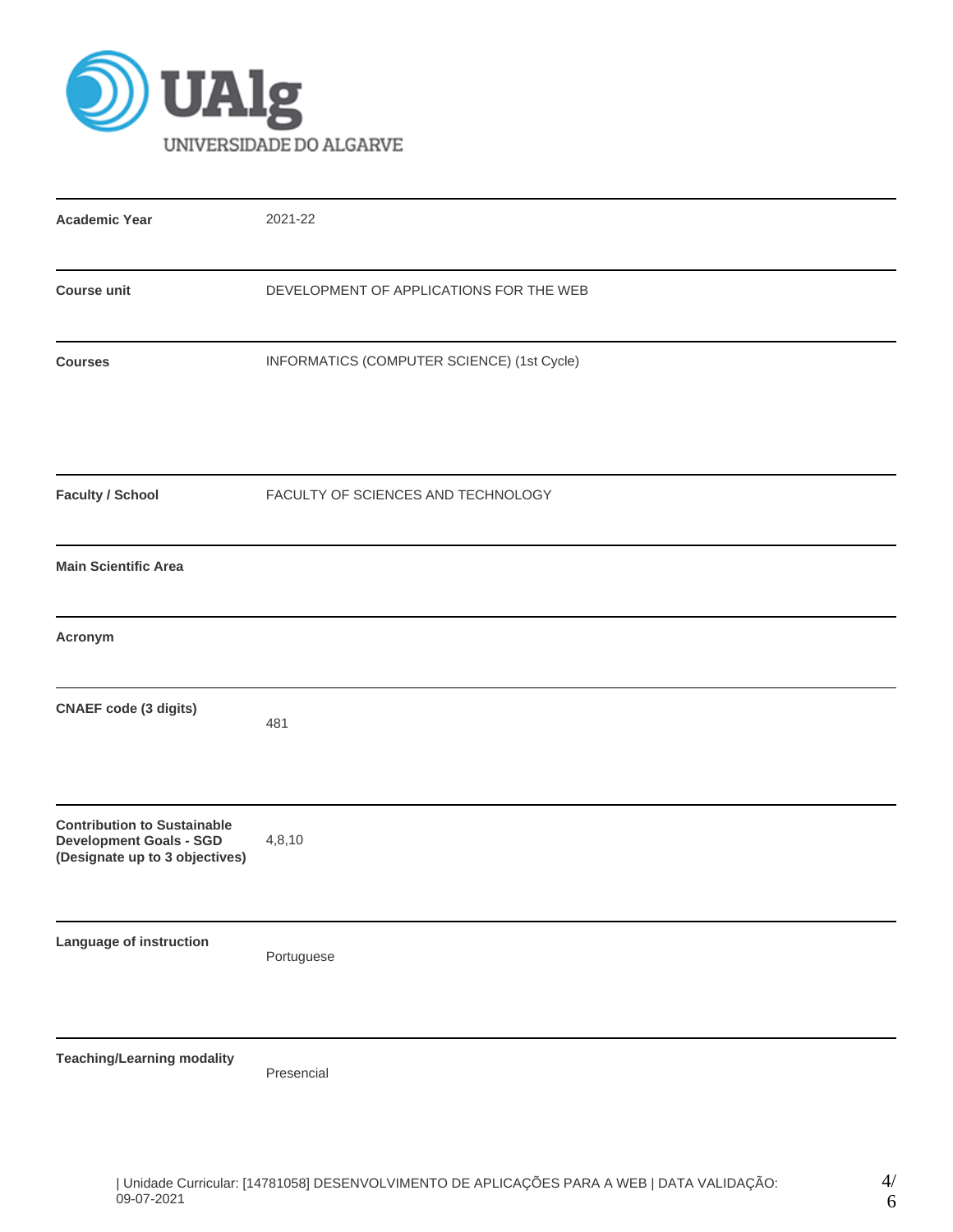UAlg UNIVERSIDADE DO ALGARVE

| | |
|---|---|
| **Academic Year** | 2021-22 |
| **Course unit** | DEVELOPMENT OF APPLICATIONS FOR THE WEB |
| **Courses** | INFORMATICS (COMPUTER SCIENCE) (1st Cycle) |
| **Faculty / School** | FACULTY OF SCIENCES AND TECHNOLOGY |
| **Main Scientific Area** | |
| **Acronym** | |
| **CNAEF code (3 digits)** | 481 |
| **Contribution to Sustainable Development Goals - SGD (Designate up to 3 objectives)** | 4,8,10 |
| **Language of instruction** | Portuguese |
| **Teaching/Learning modality** | Presencial |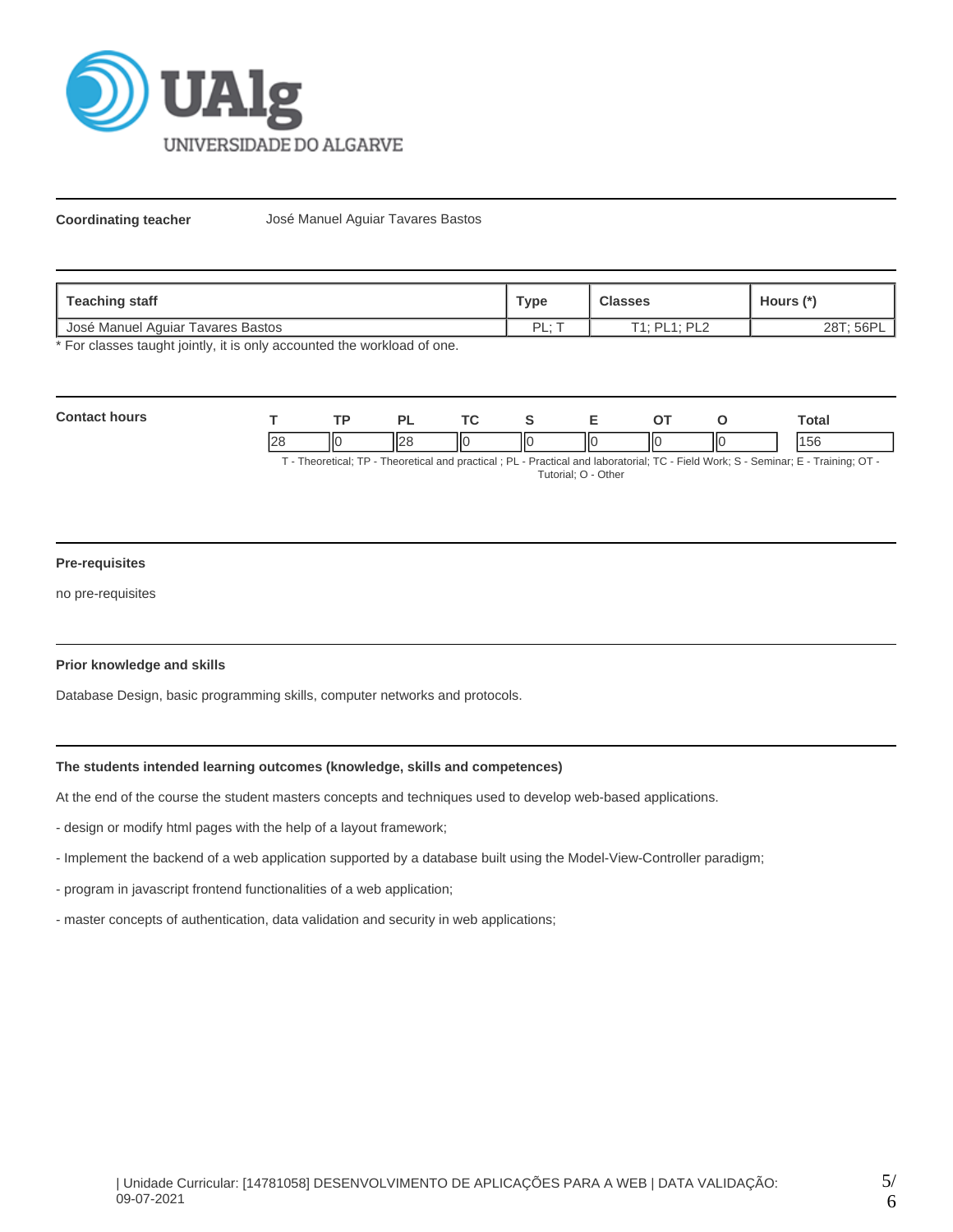**Coordinating teacher** José Manuel Aguiar Tavares Bastos

| Teaching staff | Type | Classes | Hours (*) |
|---|---|---|---|
| José Manuel Aguiar Tavares Bastos | PL; T | T1; PL1; PL2 | 28T; 56PL |

* For classes taught jointly, it is only accounted the workload of one.

**Contact hours**

| T | TP | PL | TC | S | E | OT | O | Total |
|---|---|---|---|---|---|---|---|---|
| 28 | 0 | 28 | 0 | 0 | 0 | 0 | 0 | 156 |

T - Theoretical; TP - Theoretical and practical ; PL - Practical and laboratorial; TC - Field Work; S - Seminar; E - Training; OT - Tutorial; O - Other

**Pre-requisites**

no pre-requisites

**Prior knowledge and skills**

Database Design, basic programming skills, computer networks and protocols.

**The students intended learning outcomes (knowledge, skills and competences)**

At the end of the course the student masters concepts and techniques used to develop web-based applications.

- design or modify html pages with the help of a layout framework;

- Implement the backend of a web application supported by a database built using the Model-View-Controller paradigm;

- program in javascript frontend functionalities of a web application;

- master concepts of authentication, data validation and security in web applications;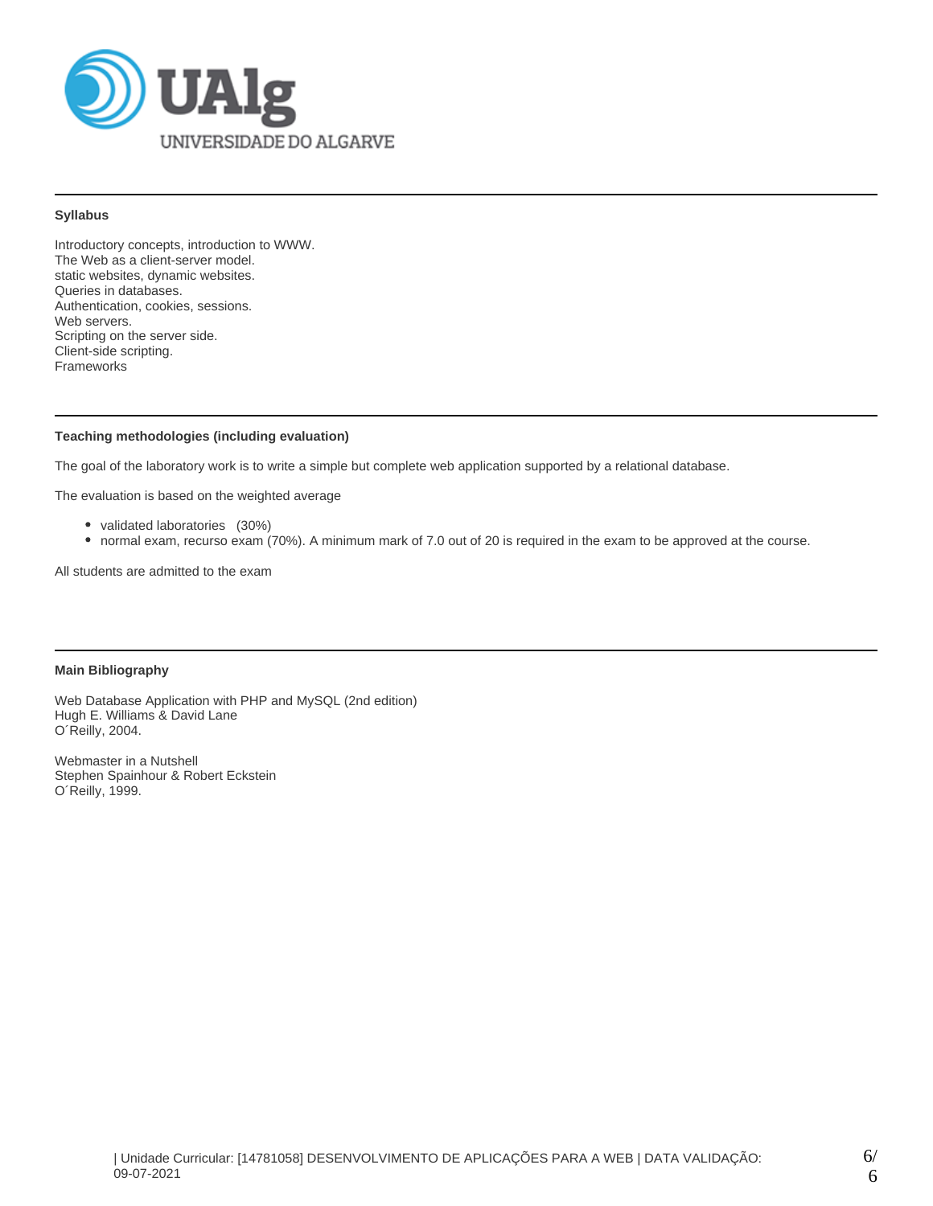## Syllabus

Introductory concepts, introduction to WWW.
The Web as a client-server model.
static websites, dynamic websites.
Queries in databases.
Authentication, cookies, sessions.
Web servers.
Scripting on the server side.
Client-side scripting.
Frameworks

## Teaching methodologies (including evaluation)

The goal of the laboratory work is to write a simple but complete web application supported by a relational database.

The evaluation is based on the weighted average

- validated laboratories (30%)
- normal exam, recurso exam (70%). A minimum mark of 7.0 out of 20 is required in the exam to be approved at the course.

All students are admitted to the exam

## Main Bibliography

Web Database Application with PHP and MySQL (2nd edition)
Hugh E. Williams & David Lane
O´Reilly, 2004.

Webmaster in a Nutshell
Stephen Spainhour & Robert Eckstein
O´Reilly, 1999.